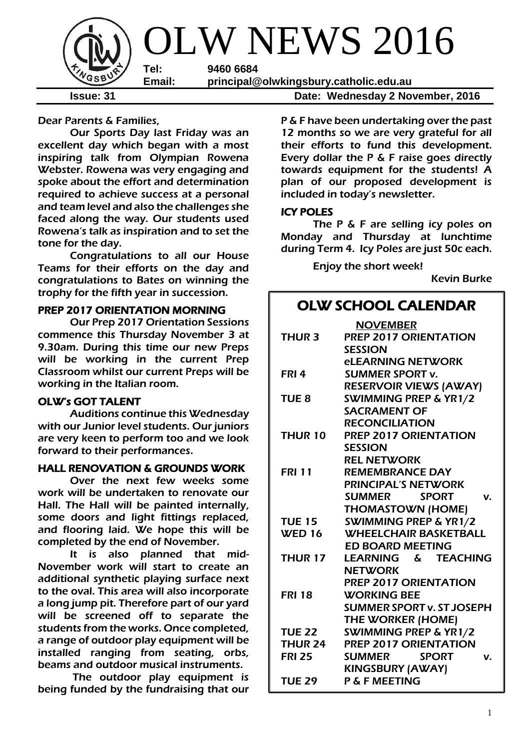# OLW NEWS 2016

**Tel:** 9460 6684
**Email:** principal@olwkingsbury.catholic.edu.au

**Issue: 31** **Date: Wednesday 2 November, 2016**

Dear Parents & Families,

Our Sports Day last Friday was an excellent day which began with a most inspiring talk from Olympian Rowena Webster. Rowena was very engaging and spoke about the effort and determination required to achieve success at a personal and team level and also the challenges she faced along the way. Our students used Rowena's talk as inspiration and to set the tone for the day.

Congratulations to all our House Teams for their efforts on the day and congratulations to Bates on winning the trophy for the fifth year in succession.

## PREP 2017 ORIENTATION MORNING

Our Prep 2017 Orientation Sessions commence this Thursday November 3 at 9.30am. During this time our new Preps will be working in the current Prep Classroom whilst our current Preps will be working in the Italian room.

## OLW's GOT TALENT

Auditions continue this Wednesday with our Junior level students. Our juniors are very keen to perform too and we look forward to their performances.

## HALL RENOVATION & GROUNDS WORK

Over the next few weeks some work will be undertaken to renovate our Hall. The Hall will be painted internally, some doors and light fittings replaced, and flooring laid. We hope this will be completed by the end of November.

It is also planned that mid-November work will start to create an additional synthetic playing surface next to the oval. This area will also incorporate a long jump pit. Therefore part of our yard will be screened off to separate the students from the works. Once completed, a range of outdoor play equipment will be installed ranging from seating, orbs, beams and outdoor musical instruments.

The outdoor play equipment is being funded by the fundraising that our P & F have been undertaking over the past 12 months so we are very grateful for all their efforts to fund this development. Every dollar the P & F raise goes directly towards equipment for the students! A plan of our proposed development is included in today's newsletter.

## ICY POLES

The P & F are selling icy poles on Monday and Thursday at lunchtime during Term 4. Icy Poles are just 50c each.

Enjoy the short week!

Kevin Burke

## OLW SCHOOL CALENDAR

| | NOVEMBER |
|---|---|
| THUR 3 | PREP 2017 ORIENTATION SESSION<br>eLEARNING NETWORK |
| FRI 4 | SUMMER SPORT v. RESERVOIR VIEWS (AWAY) |
| TUE 8 | SWIMMING PREP & YR1/2<br>SACRAMENT OF RECONCILIATION |
| THUR 10 | PREP 2017 ORIENTATION SESSION<br>REL NETWORK |
| FRI 11 | REMEMBRANCE DAY<br>PRINCIPAL'S NETWORK<br>SUMMER SPORT v. THOMASTOWN (HOME) |
| TUE 15 | SWIMMING PREP & YR1/2 |
| WED 16 | WHEELCHAIR BASKETBALL<br>ED BOARD MEETING |
| THUR 17 | LEARNING & TEACHING NETWORK<br>PREP 2017 ORIENTATION |
| FRI 18 | WORKING BEE<br>SUMMER SPORT v. ST JOSEPH THE WORKER (HOME) |
| TUE 22 | SWIMMING PREP & YR1/2 |
| THUR 24 | PREP 2017 ORIENTATION |
| FRI 25 | SUMMER SPORT v. KINGSBURY (AWAY) |
| TUE 29 | P & F MEETING |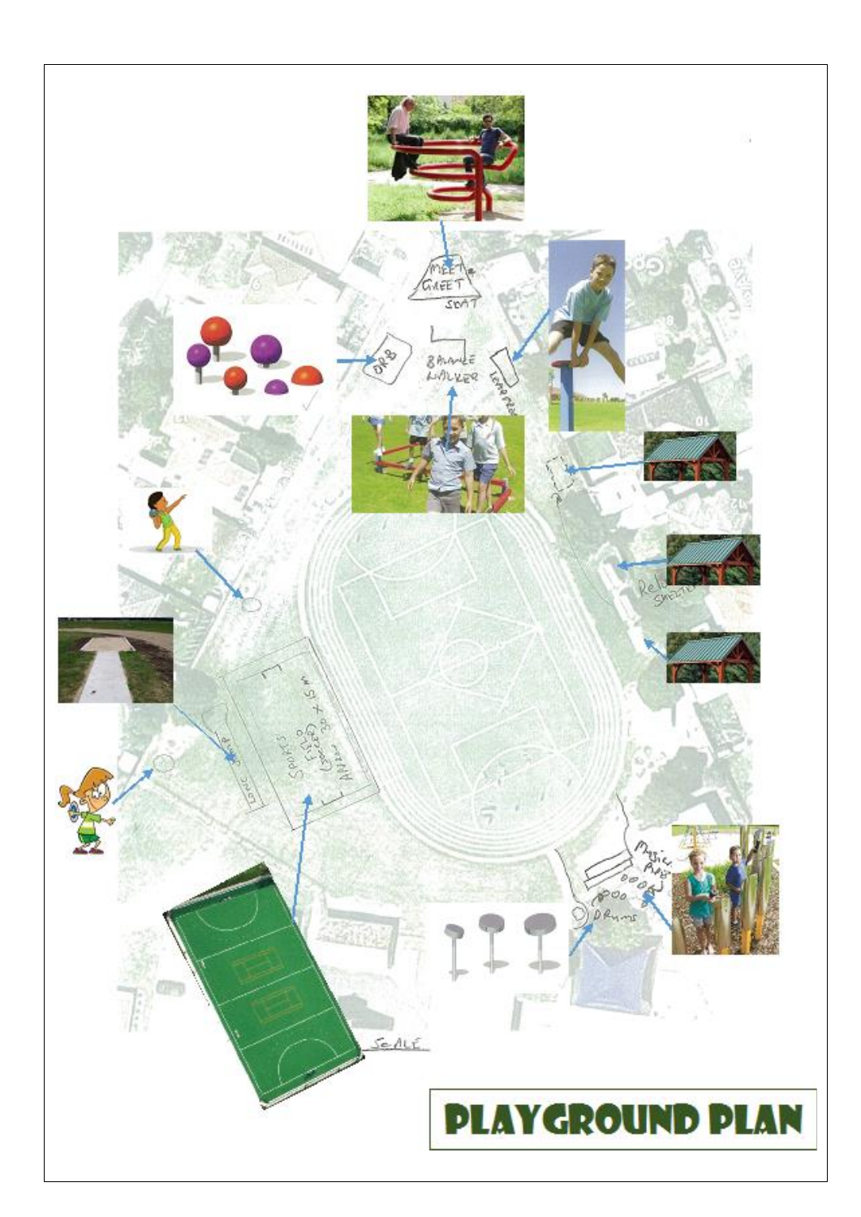# PLAYGROUND PLAN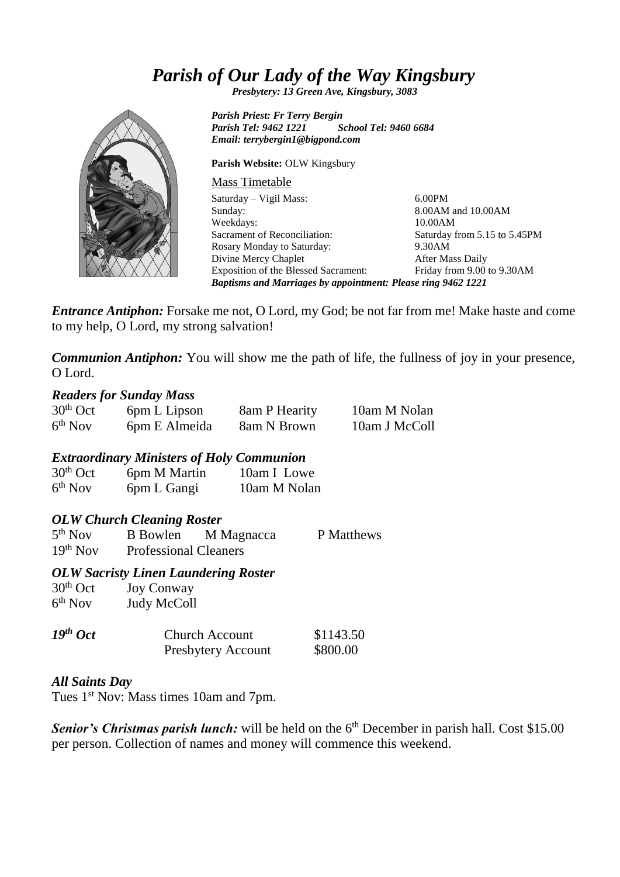# *Parish of Our Lady of the Way Kingsbury*

***Presbytery: 13 Green Ave, Kingsbury, 3083***

***Parish Priest: Fr Terry Bergin***
***Parish Tel: 9462 1221*** ***School Tel: 9460 6684***
***Email: terrybergin1@bigpond.com***

**Parish Website:** OLW Kingsbury

Mass Timetable

| | |
|---|---|
| Saturday – Vigil Mass: | 6.00PM |
| Sunday: | 8.00AM and 10.00AM |
| Weekdays: | 10.00AM |
| Sacrament of Reconciliation: | Saturday from 5.15 to 5.45PM |
| Rosary Monday to Saturday: | 9.30AM |
| Divine Mercy Chaplet | After Mass Daily |
| Exposition of the Blessed Sacrament: | Friday from 9.00 to 9.30AM |

***Baptisms and Marriages by appointment: Please ring 9462 1221***

***Entrance Antiphon:*** Forsake me not, O Lord, my God; be not far from me! Make haste and come to my help, O Lord, my strong salvation!

***Communion Antiphon:*** You will show me the path of life, the fullness of joy in your presence, O Lord.

### *Readers for Sunday Mass*

| | | | |
|---|---|---|---|
| 30th Oct | 6pm L Lipson | 8am P Hearity | 10am M Nolan |
| 6th Nov | 6pm E Almeida | 8am N Brown | 10am J McColl |

### *Extraordinary Ministers of Holy Communion*

| | | |
|---|---|---|
| 30th Oct | 6pm M Martin | 10am I Lowe |
| 6th Nov | 6pm L Gangi | 10am M Nolan |

### *OLW Church Cleaning Roster*

| | | | |
|---|---|---|---|
| 5th Nov | B Bowlen | M Magnacca | P Matthews |
| 19th Nov | Professional Cleaners | | |

### *OLW Sacristy Linen Laundering Roster*

| | |
|---|---|
| 30th Oct | Joy Conway |
| 6th Nov | Judy McColl |

| | | |
|---|---|---|
| ***19th Oct*** | Church Account | $1143.50 |
| | Presbytery Account | $800.00 |

### *All Saints Day*

Tues 1st Nov: Mass times 10am and 7pm.

***Senior's Christmas parish lunch:*** will be held on the 6th December in parish hall. Cost $15.00 per person. Collection of names and money will commence this weekend.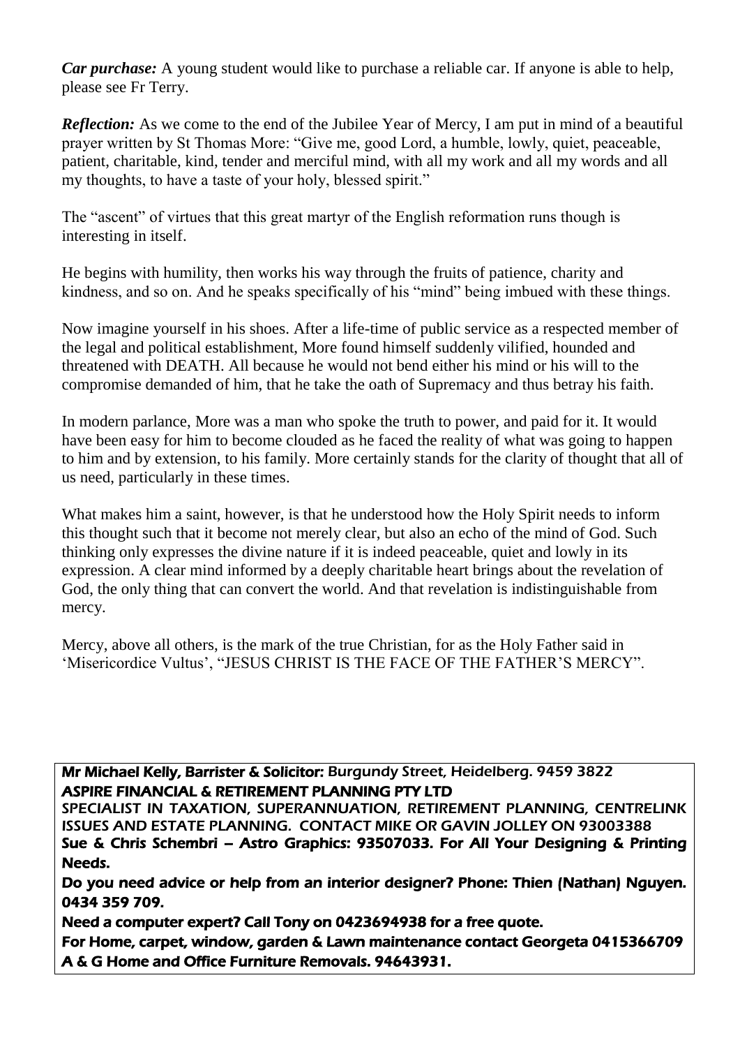***Car purchase:*** A young student would like to purchase a reliable car. If anyone is able to help, please see Fr Terry.

***Reflection:*** As we come to the end of the Jubilee Year of Mercy, I am put in mind of a beautiful prayer written by St Thomas More: "Give me, good Lord, a humble, lowly, quiet, peaceable, patient, charitable, kind, tender and merciful mind, with all my work and all my words and all my thoughts, to have a taste of your holy, blessed spirit."

The "ascent" of virtues that this great martyr of the English reformation runs though is interesting in itself.

He begins with humility, then works his way through the fruits of patience, charity and kindness, and so on. And he speaks specifically of his "mind" being imbued with these things.

Now imagine yourself in his shoes. After a life-time of public service as a respected member of the legal and political establishment, More found himself suddenly vilified, hounded and threatened with DEATH. All because he would not bend either his mind or his will to the compromise demanded of him, that he take the oath of Supremacy and thus betray his faith.

In modern parlance, More was a man who spoke the truth to power, and paid for it. It would have been easy for him to become clouded as he faced the reality of what was going to happen to him and by extension, to his family. More certainly stands for the clarity of thought that all of us need, particularly in these times.

What makes him a saint, however, is that he understood how the Holy Spirit needs to inform this thought such that it become not merely clear, but also an echo of the mind of God. Such thinking only expresses the divine nature if it is indeed peaceable, quiet and lowly in its expression. A clear mind informed by a deeply charitable heart brings about the revelation of God, the only thing that can convert the world. And that revelation is indistinguishable from mercy.

Mercy, above all others, is the mark of the true Christian, for as the Holy Father said in 'Misericordice Vultus', "JESUS CHRIST IS THE FACE OF THE FATHER'S MERCY".

**Mr Michael Kelly, Barrister & Solicitor:** Burgundy Street, Heidelberg. 9459 3822

**ASPIRE FINANCIAL & RETIREMENT PLANNING PTY LTD**

SPECIALIST IN TAXATION, SUPERANNUATION, RETIREMENT PLANNING, CENTRELINK ISSUES AND ESTATE PLANNING. CONTACT MIKE OR GAVIN JOLLEY ON 93003388

**Sue & Chris Schembri – Astro Graphics: 93507033. For All Your Designing & Printing Needs.**

**Do you need advice or help from an interior designer? Phone: Thien (Nathan) Nguyen. 0434 359 709.**

**Need a computer expert? Call Tony on 0423694938 for a free quote.**

**For Home, carpet, window, garden & Lawn maintenance contact Georgeta 0415366709**

**A & G Home and Office Furniture Removals. 94643931.**